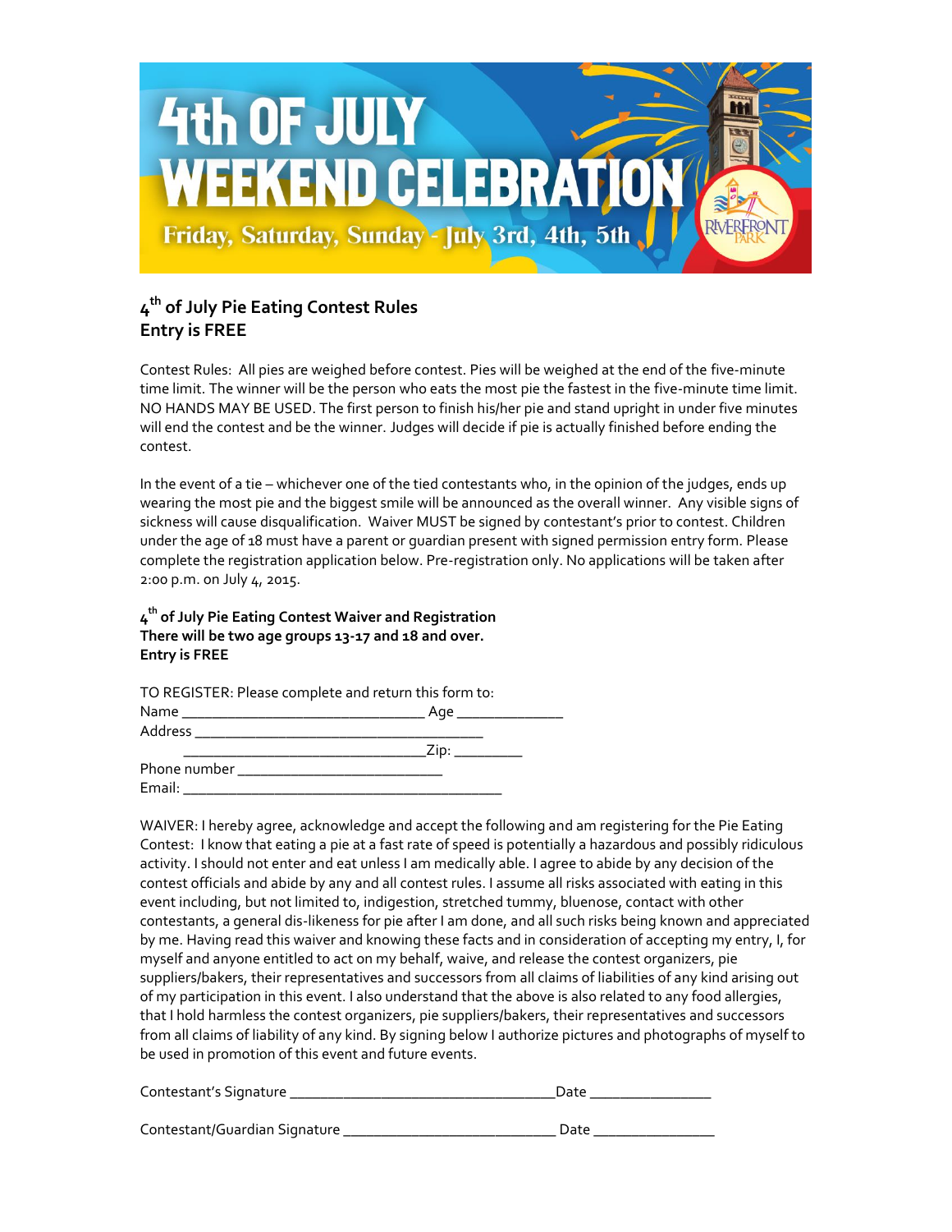# 4th OF JULY WEEKEND CELEBRATION

Friday, Saturday, Sunday - July 3rd, 4th, 5th

RIVERFRONT PARK

## 4th of July Pie Eating Contest Rules
**Entry is FREE**

Contest Rules: All pies are weighed before contest. Pies will be weighed at the end of the five-minute time limit. The winner will be the person who eats the most pie the fastest in the five-minute time limit. NO HANDS MAY BE USED. The first person to finish his/her pie and stand upright in under five minutes will end the contest and be the winner. Judges will decide if pie is actually finished before ending the contest.

In the event of a tie – whichever one of the tied contestants who, in the opinion of the judges, ends up wearing the most pie and the biggest smile will be announced as the overall winner. Any visible signs of sickness will cause disqualification. Waiver MUST be signed by contestant's prior to contest. Children under the age of 18 must have a parent or guardian present with signed permission entry form. Please complete the registration application below. Pre-registration only. No applications will be taken after 2:00 p.m. on July 4, 2015.

## 4th of July Pie Eating Contest Waiver and Registration
**There will be two age groups 13-17 and 18 and over.**
**Entry is FREE**

TO REGISTER: Please complete and return this form to:

Name ______________________________ Age _____________

Address ____________________________________

______________________________Zip: _________

Phone number __________________________

Email: __________________________________________

WAIVER: I hereby agree, acknowledge and accept the following and am registering for the Pie Eating Contest: I know that eating a pie at a fast rate of speed is potentially a hazardous and possibly ridiculous activity. I should not enter and eat unless I am medically able. I agree to abide by any decision of the contest officials and abide by any and all contest rules. I assume all risks associated with eating in this event including, but not limited to, indigestion, stretched tummy, bluenose, contact with other contestants, a general dis-likeness for pie after I am done, and all such risks being known and appreciated by me. Having read this waiver and knowing these facts and in consideration of accepting my entry, I, for myself and anyone entitled to act on my behalf, waive, and release the contest organizers, pie suppliers/bakers, their representatives and successors from all claims of liabilities of any kind arising out of my participation in this event. I also understand that the above is also related to any food allergies, that I hold harmless the contest organizers, pie suppliers/bakers, their representatives and successors from all claims of liability of any kind. By signing below I authorize pictures and photographs of myself to be used in promotion of this event and future events.

Contestant's Signature ________________________________Date _______________

Contestant/Guardian Signature __________________________ Date _______________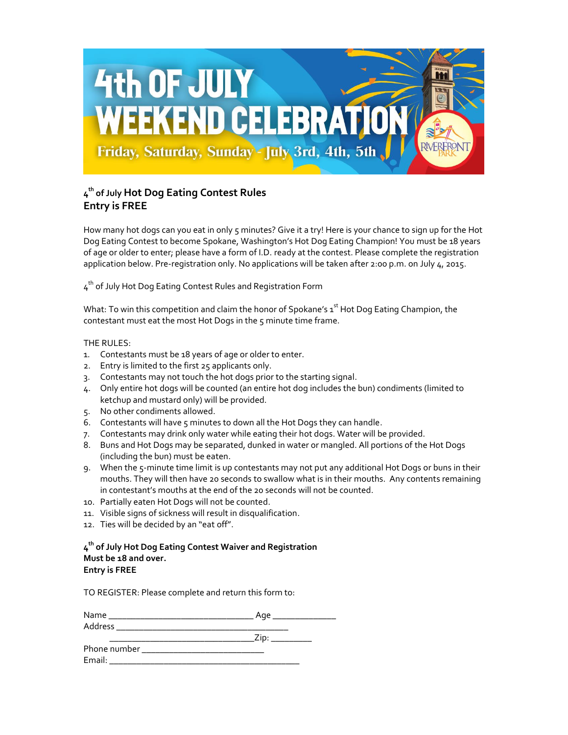# 4th OF JULY WEEKEND CELEBRATION

Friday, Saturday, Sunday - July 3rd, 4th, 5th

## 4th of July Hot Dog Eating Contest Rules
## Entry is FREE

How many hot dogs can you eat in only 5 minutes? Give it a try! Here is your chance to sign up for the Hot Dog Eating Contest to become Spokane, Washington's Hot Dog Eating Champion! You must be 18 years of age or older to enter; please have a form of I.D. ready at the contest. Please complete the registration application below. Pre-registration only. No applications will be taken after 2:00 p.m. on July 4, 2015.

4th of July Hot Dog Eating Contest Rules and Registration Form

What: To win this competition and claim the honor of Spokane's 1st Hot Dog Eating Champion, the contestant must eat the most Hot Dogs in the 5 minute time frame.

THE RULES:

1. Contestants must be 18 years of age or older to enter.
2. Entry is limited to the first 25 applicants only.
3. Contestants may not touch the hot dogs prior to the starting signal.
4. Only entire hot dogs will be counted (an entire hot dog includes the bun) condiments (limited to ketchup and mustard only) will be provided.
5. No other condiments allowed.
6. Contestants will have 5 minutes to down all the Hot Dogs they can handle.
7. Contestants may drink only water while eating their hot dogs. Water will be provided.
8. Buns and Hot Dogs may be separated, dunked in water or mangled. All portions of the Hot Dogs (including the bun) must be eaten.
9. When the 5-minute time limit is up contestants may not put any additional Hot Dogs or buns in their mouths. They will then have 20 seconds to swallow what is in their mouths. Any contents remaining in contestant's mouths at the end of the 20 seconds will not be counted.
10. Partially eaten Hot Dogs will not be counted.
11. Visible signs of sickness will result in disqualification.
12. Ties will be decided by an "eat off".

**4th of July Hot Dog Eating Contest Waiver and Registration**
**Must be 18 and over.**
**Entry is FREE**

TO REGISTER: Please complete and return this form to:

Name ______________________________ Age _____________
Address ____________________________________
______________________________Zip: ________
Phone number __________________________
Email: ________________________________________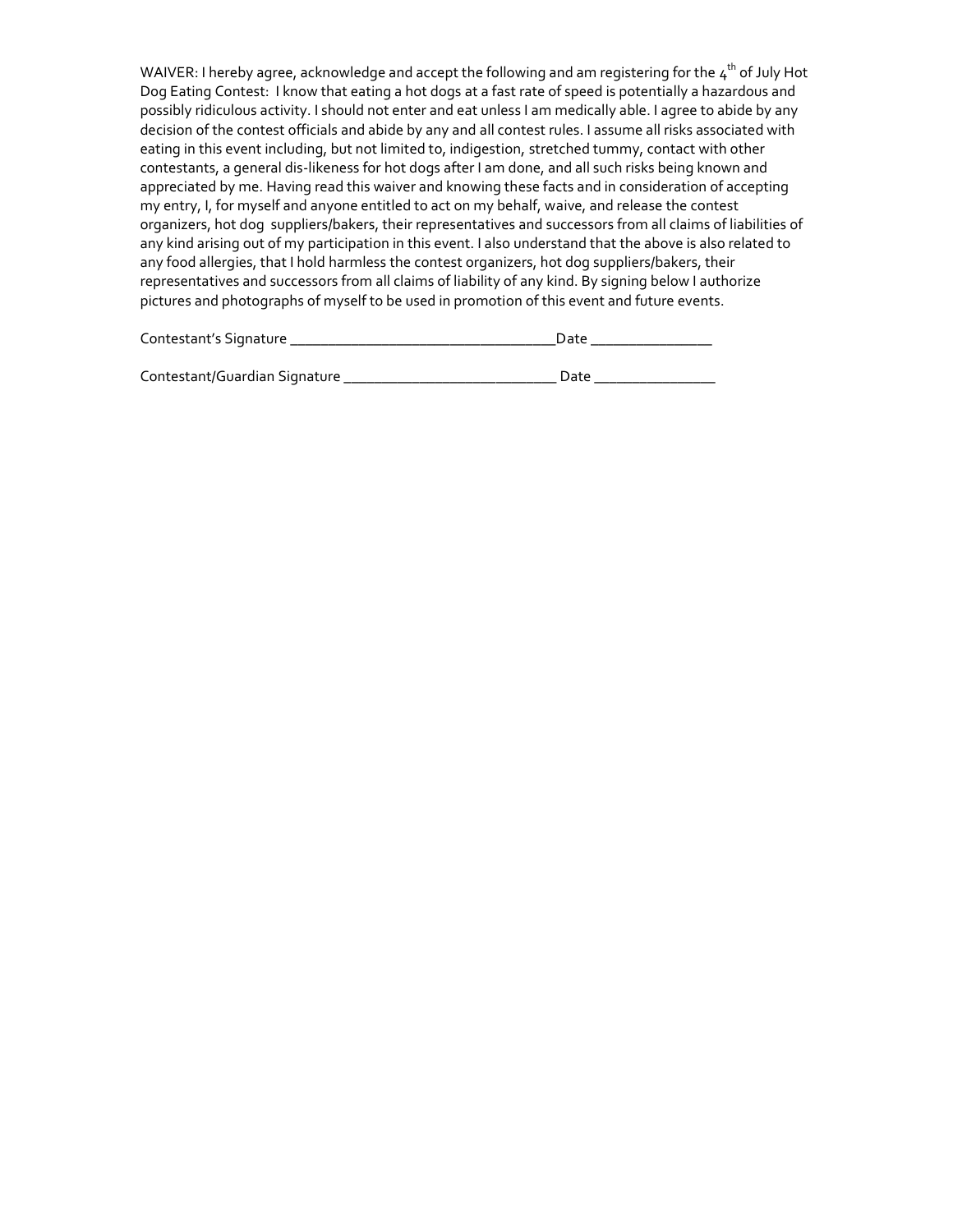WAIVER: I hereby agree, acknowledge and accept the following and am registering for the 4th of July Hot Dog Eating Contest: I know that eating a hot dogs at a fast rate of speed is potentially a hazardous and possibly ridiculous activity. I should not enter and eat unless I am medically able. I agree to abide by any decision of the contest officials and abide by any and all contest rules. I assume all risks associated with eating in this event including, but not limited to, indigestion, stretched tummy, contact with other contestants, a general dis-likeness for hot dogs after I am done, and all such risks being known and appreciated by me. Having read this waiver and knowing these facts and in consideration of accepting my entry, I, for myself and anyone entitled to act on my behalf, waive, and release the contest organizers, hot dog suppliers/bakers, their representatives and successors from all claims of liabilities of any kind arising out of my participation in this event. I also understand that the above is also related to any food allergies, that I hold harmless the contest organizers, hot dog suppliers/bakers, their representatives and successors from all claims of liability of any kind. By signing below I authorize pictures and photographs of myself to be used in promotion of this event and future events.

Contestant's Signature ___________________________________Date ________________

Contestant/Guardian Signature ____________________________ Date ________________